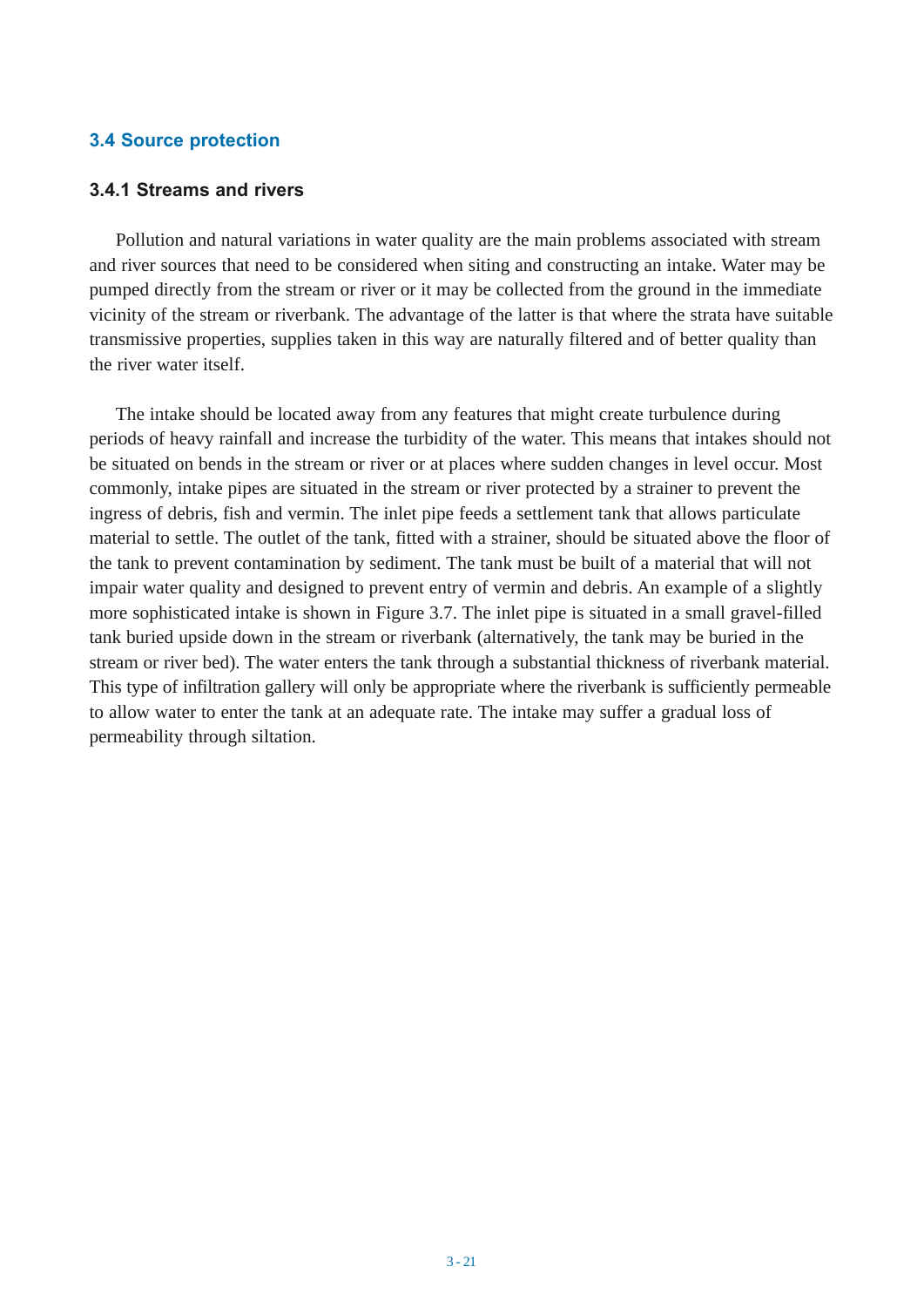## 3.4 Source protection

### 3.4.1 Streams and rivers

Pollution and natural variations in water quality are the main problems associated with stream and river sources that need to be considered when siting and constructing an intake. Water may be pumped directly from the stream or river or it may be collected from the ground in the immediate vicinity of the stream or riverbank. The advantage of the latter is that where the strata have suitable transmissive properties, supplies taken in this way are naturally filtered and of better quality than the river water itself.

The intake should be located away from any features that might create turbulence during periods of heavy rainfall and increase the turbidity of the water. This means that intakes should not be situated on bends in the stream or river or at places where sudden changes in level occur. Most commonly, intake pipes are situated in the stream or river protected by a strainer to prevent the ingress of debris, fish and vermin. The inlet pipe feeds a settlement tank that allows particulate material to settle. The outlet of the tank, fitted with a strainer, should be situated above the floor of the tank to prevent contamination by sediment. The tank must be built of a material that will not impair water quality and designed to prevent entry of vermin and debris. An example of a slightly more sophisticated intake is shown in Figure 3.7. The inlet pipe is situated in a small gravel-filled tank buried upside down in the stream or riverbank (alternatively, the tank may be buried in the stream or river bed). The water enters the tank through a substantial thickness of riverbank material. This type of infiltration gallery will only be appropriate where the riverbank is sufficiently permeable to allow water to enter the tank at an adequate rate. The intake may suffer a gradual loss of permeability through siltation.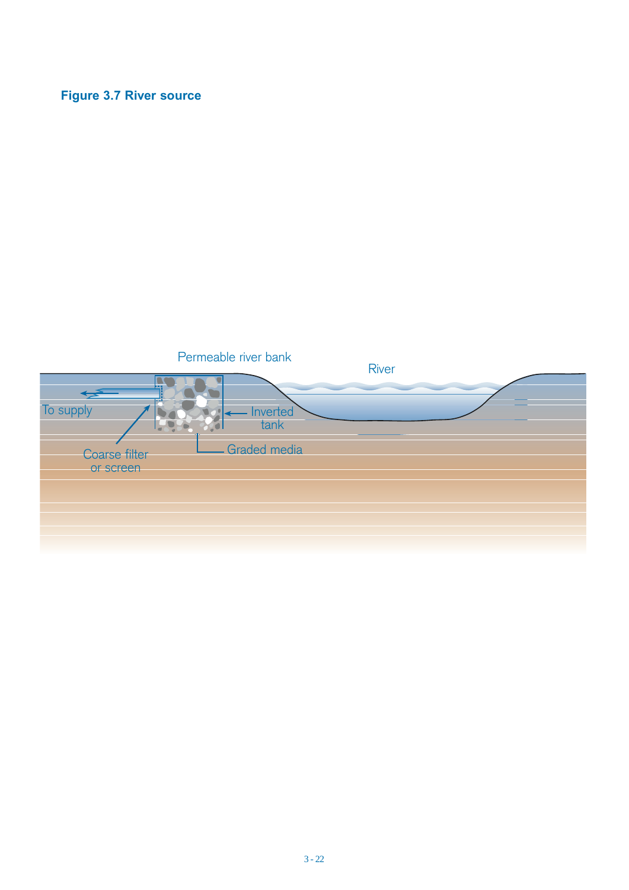**Figure 3.7 River source**

Permeable river bank

River

To supply

Inverted tank

Coarse filter or screen

Graded media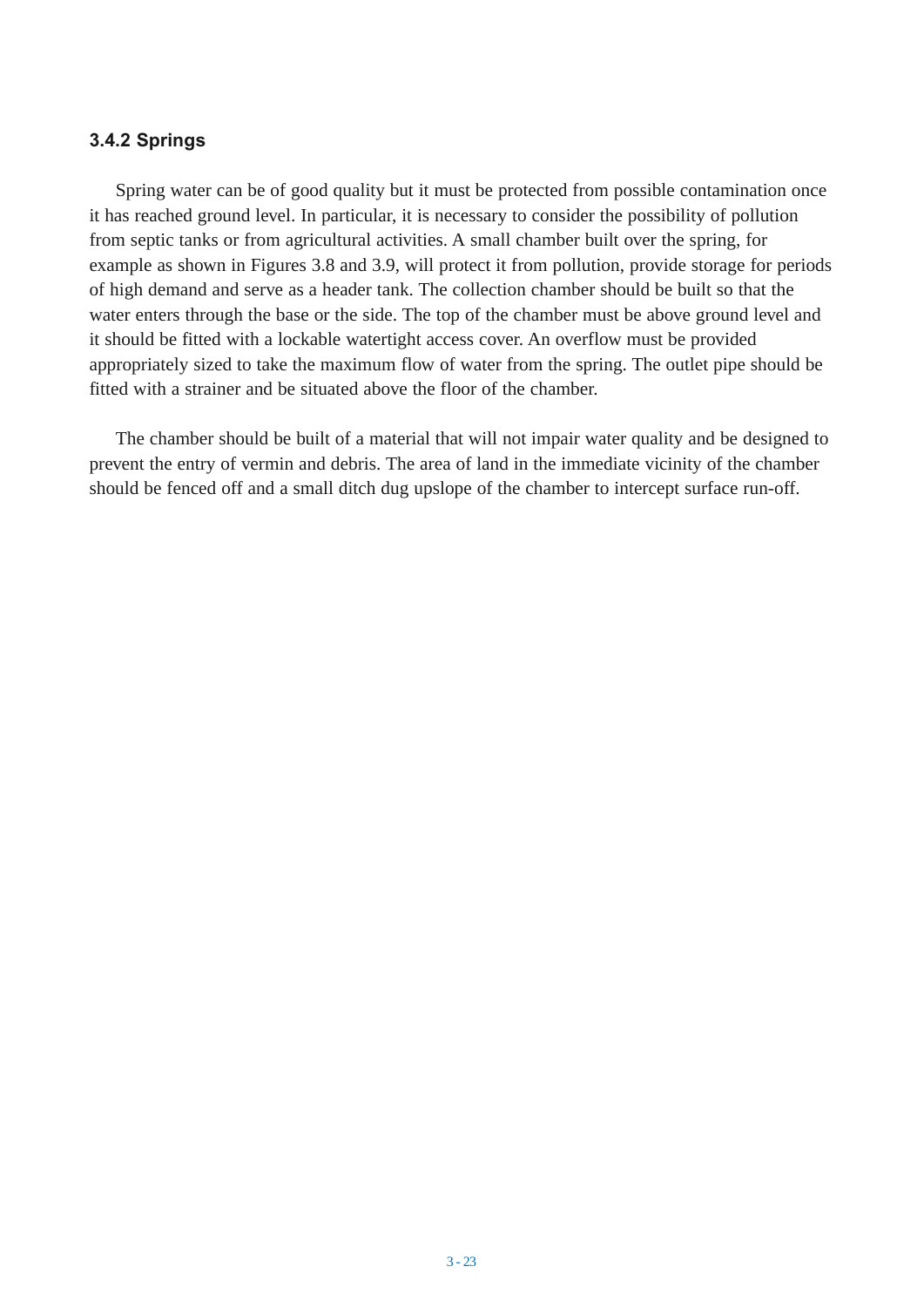### 3.4.2 Springs

Spring water can be of good quality but it must be protected from possible contamination once it has reached ground level. In particular, it is necessary to consider the possibility of pollution from septic tanks or from agricultural activities. A small chamber built over the spring, for example as shown in Figures 3.8 and 3.9, will protect it from pollution, provide storage for periods of high demand and serve as a header tank. The collection chamber should be built so that the water enters through the base or the side. The top of the chamber must be above ground level and it should be fitted with a lockable watertight access cover. An overflow must be provided appropriately sized to take the maximum flow of water from the spring. The outlet pipe should be fitted with a strainer and be situated above the floor of the chamber.

The chamber should be built of a material that will not impair water quality and be designed to prevent the entry of vermin and debris. The area of land in the immediate vicinity of the chamber should be fenced off and a small ditch dug upslope of the chamber to intercept surface run-off.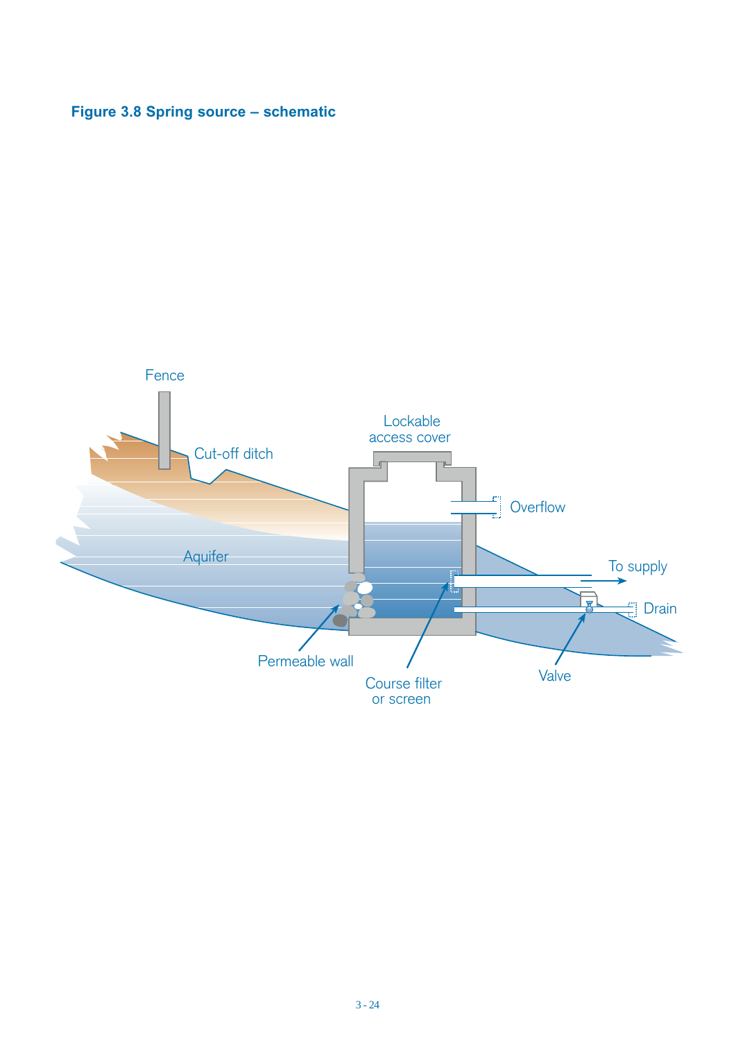**Figure 3.8 Spring source – schematic**

Fence

Cut-off ditch

Lockable access cover

Overflow

Aquifer

To supply

Drain

Permeable wall

Course filter or screen

Valve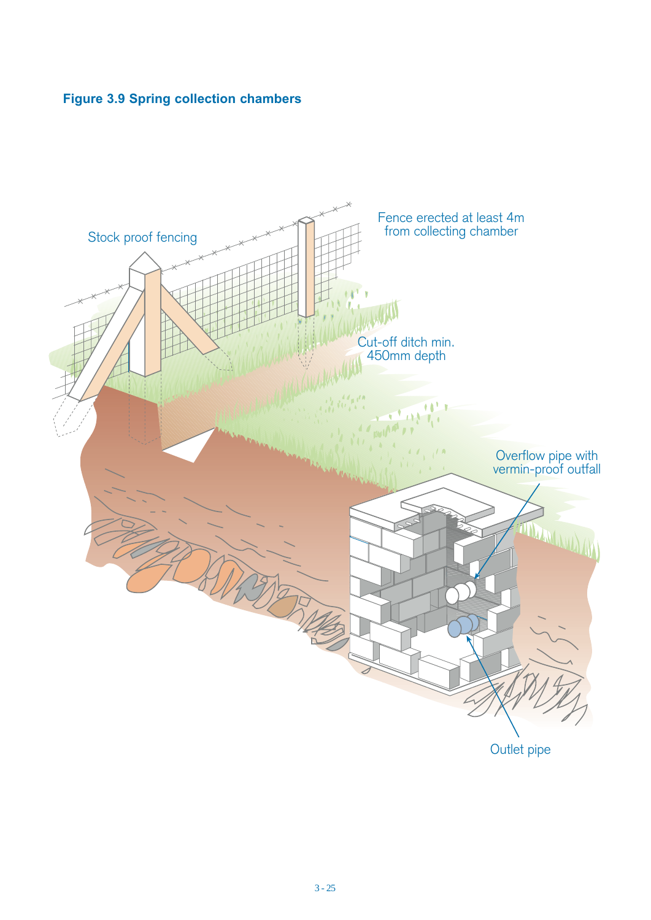**Figure 3.9 Spring collection chambers**

Stock proof fencing

Fence erected at least 4m from collecting chamber

Cut-off ditch min. 450mm depth

Overflow pipe with vermin-proof outfall

Outlet pipe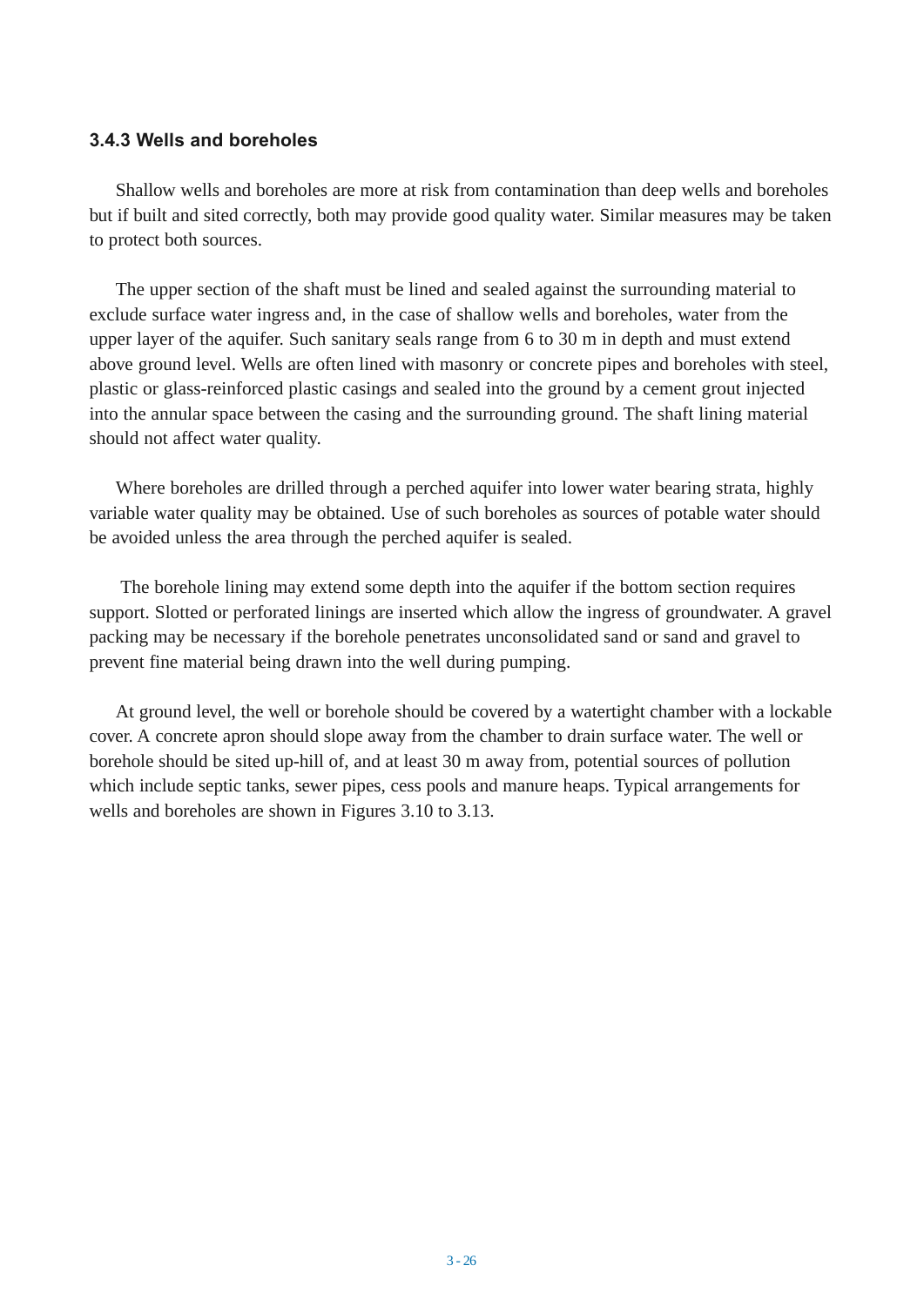### 3.4.3 Wells and boreholes

Shallow wells and boreholes are more at risk from contamination than deep wells and boreholes but if built and sited correctly, both may provide good quality water. Similar measures may be taken to protect both sources.

The upper section of the shaft must be lined and sealed against the surrounding material to exclude surface water ingress and, in the case of shallow wells and boreholes, water from the upper layer of the aquifer. Such sanitary seals range from 6 to 30 m in depth and must extend above ground level. Wells are often lined with masonry or concrete pipes and boreholes with steel, plastic or glass-reinforced plastic casings and sealed into the ground by a cement grout injected into the annular space between the casing and the surrounding ground. The shaft lining material should not affect water quality.

Where boreholes are drilled through a perched aquifer into lower water bearing strata, highly variable water quality may be obtained. Use of such boreholes as sources of potable water should be avoided unless the area through the perched aquifer is sealed.

The borehole lining may extend some depth into the aquifer if the bottom section requires support. Slotted or perforated linings are inserted which allow the ingress of groundwater. A gravel packing may be necessary if the borehole penetrates unconsolidated sand or sand and gravel to prevent fine material being drawn into the well during pumping.

At ground level, the well or borehole should be covered by a watertight chamber with a lockable cover. A concrete apron should slope away from the chamber to drain surface water. The well or borehole should be sited up-hill of, and at least 30 m away from, potential sources of pollution which include septic tanks, sewer pipes, cess pools and manure heaps. Typical arrangements for wells and boreholes are shown in Figures 3.10 to 3.13.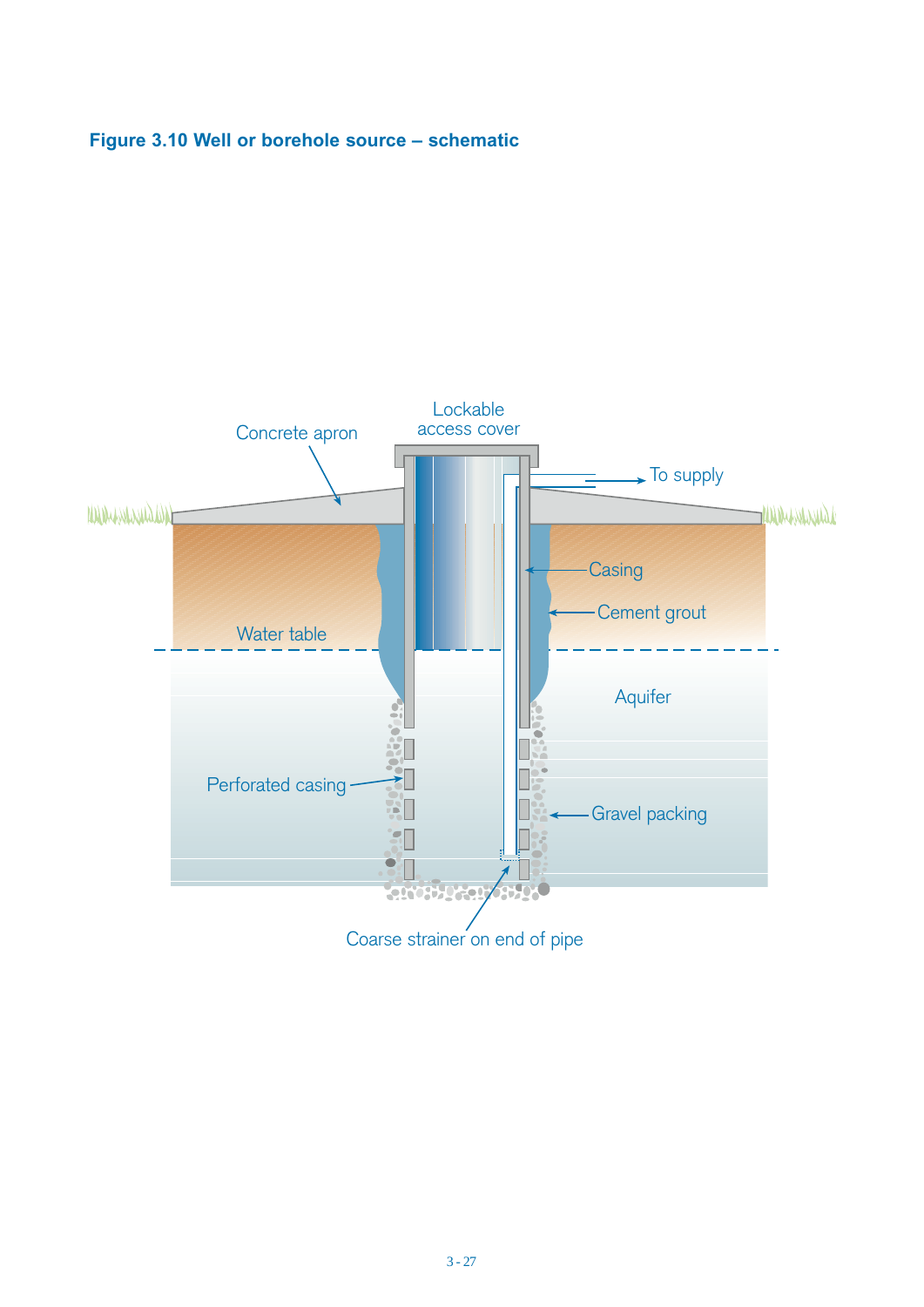**Figure 3.10 Well or borehole source – schematic**

Lockable access cover

Concrete apron

To supply

Casing

Cement grout

Water table

Aquifer

Perforated casing

Gravel packing

Coarse strainer on end of pipe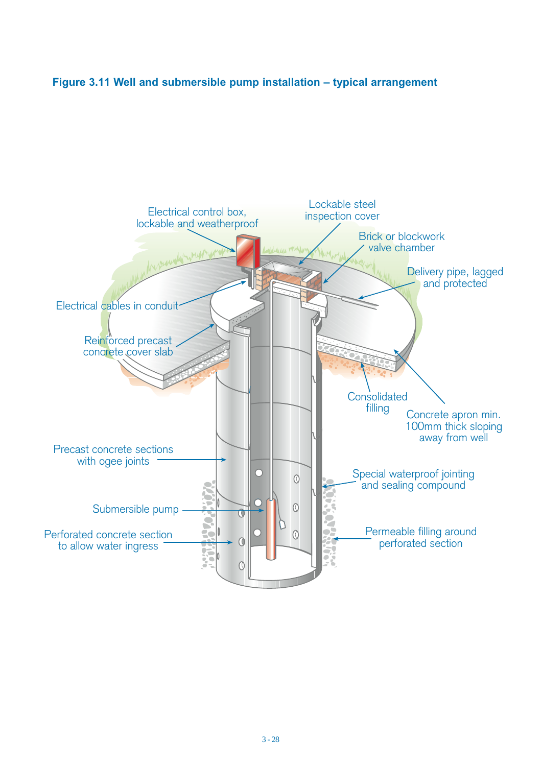**Figure 3.11 Well and submersible pump installation – typical arrangement**

Electrical control box, lockable and weatherproof

Lockable steel inspection cover

Brick or blockwork valve chamber

Delivery pipe, lagged and protected

Electrical cables in conduit

Reinforced precast concrete cover slab

Consolidated filling

Concrete apron min. 100mm thick sloping away from well

Precast concrete sections with ogee joints

Special waterproof jointing and sealing compound

Submersible pump

Perforated concrete section to allow water ingress

Permeable filling around perforated section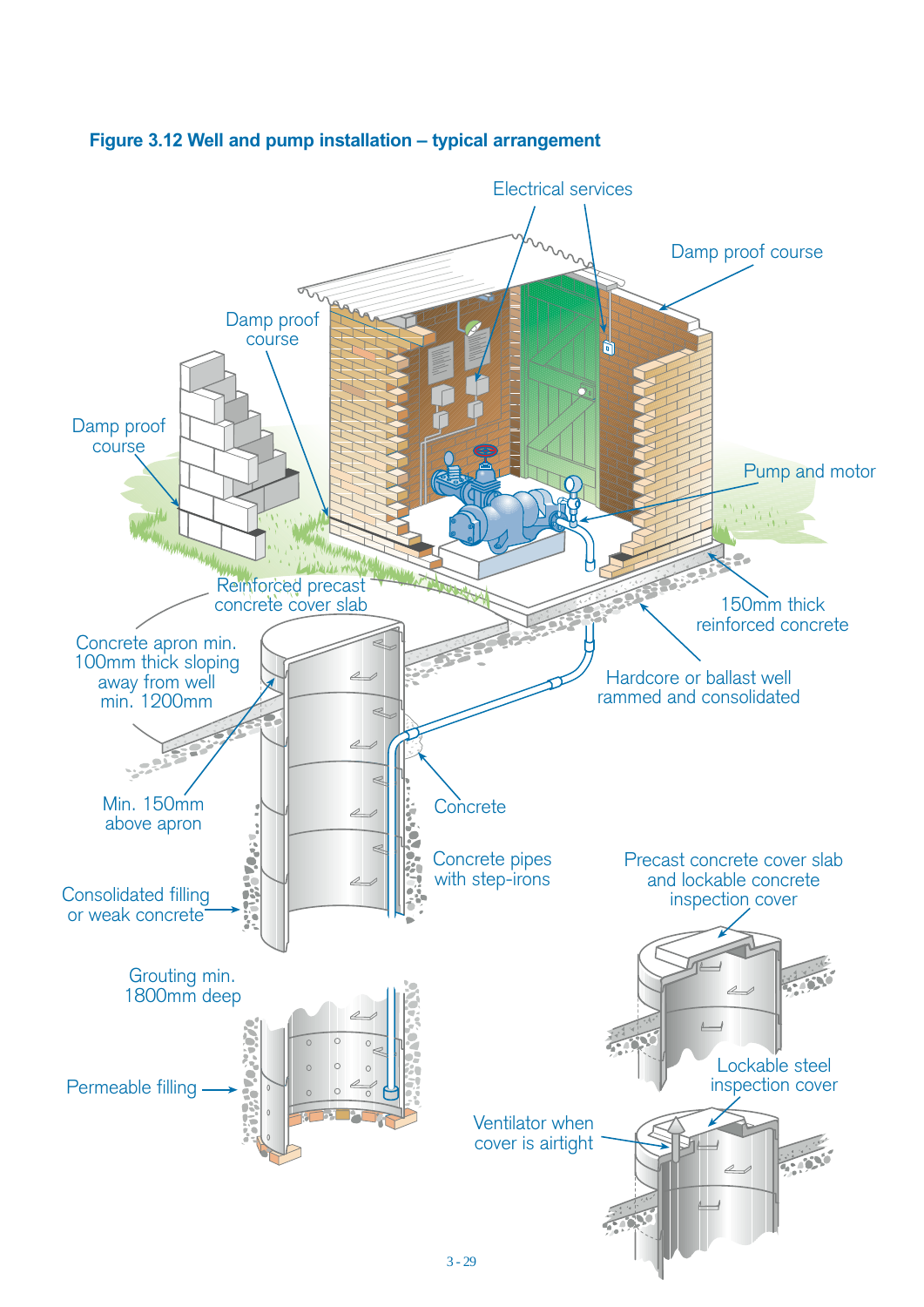**Figure 3.12 Well and pump installation – typical arrangement**

Electrical services

Damp proof course

Damp proof course

Damp proof course

Pump and motor

Reinforced precast concrete cover slab

150mm thick reinforced concrete

Concrete apron min. 100mm thick sloping away from well min. 1200mm

Hardcore or ballast well rammed and consolidated

Min. 150mm above apron

Concrete

Concrete pipes with step-irons

Precast concrete cover slab and lockable concrete inspection cover

Consolidated filling or weak concrete

Grouting min. 1800mm deep

Lockable steel inspection cover

Permeable filling

Ventilator when cover is airtight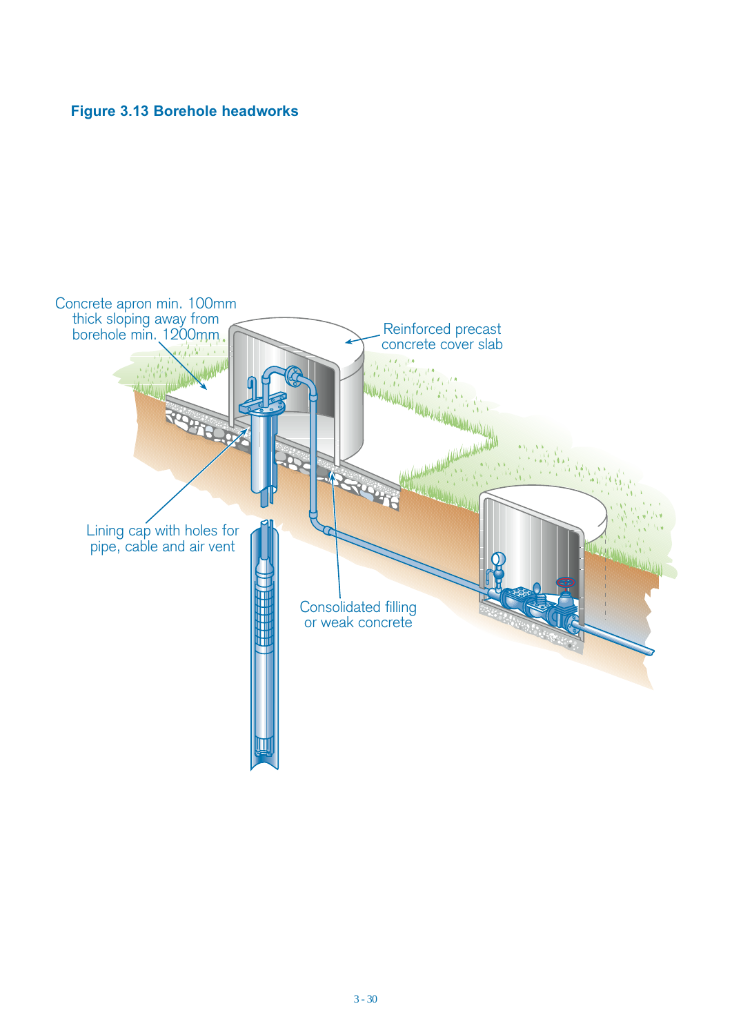**Figure 3.13 Borehole headworks**

Concrete apron min. 100mm thick sloping away from borehole min. 1200mm

Reinforced precast concrete cover slab

Lining cap with holes for pipe, cable and air vent

Consolidated filling or weak concrete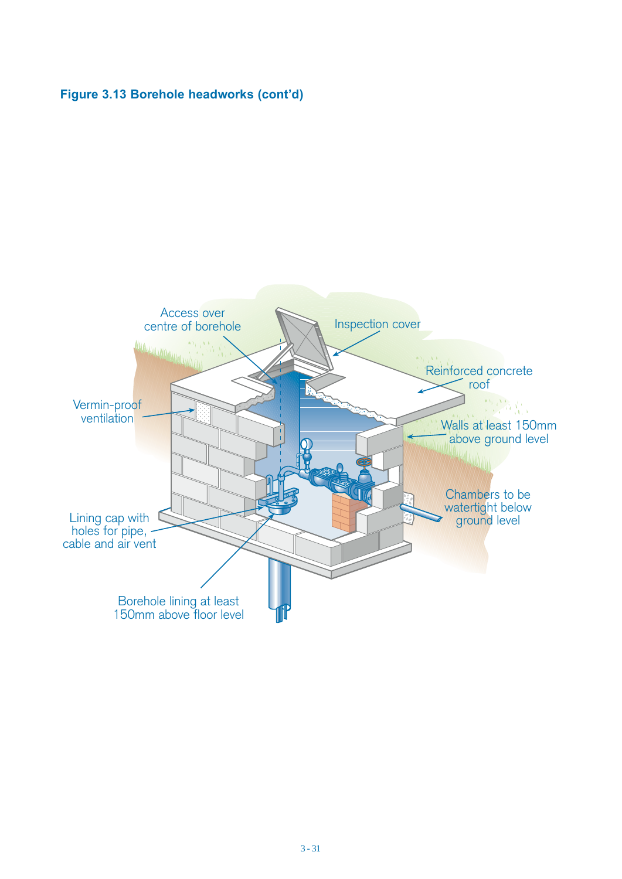**Figure 3.13 Borehole headworks (cont'd)**

Access over centre of borehole

Inspection cover

Reinforced concrete roof

Vermin-proof ventilation

Walls at least 150mm above ground level

Chambers to be watertight below ground level

Lining cap with holes for pipe, cable and air vent

Borehole lining at least 150mm above floor level